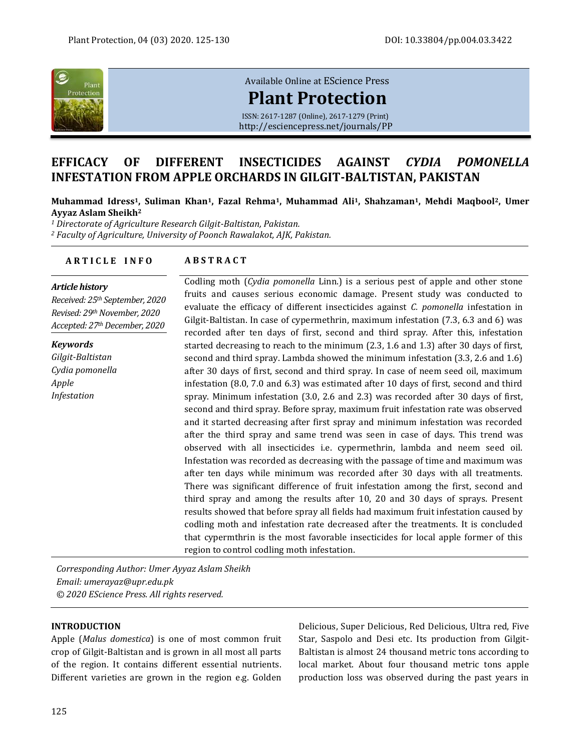Available Online at EScience Press

# Plant Protection

ISSN: 2617-1287 (Online), 2617-1279 (Print)
http://esciencepress.net/journals/PP

# EFFICACY OF DIFFERENT INSECTICIDES AGAINST *CYDIA POMONELLA* INFESTATION FROM APPLE ORCHARDS IN GILGIT-BALTISTAN, PAKISTAN

**Muhammad Idress[1], Suliman Khan[1], Fazal Rehma[1], Muhammad Ali[1], Shahzaman[1], Mehdi Maqbool[2], Umer Ayyaz Aslam Sheikh[2]**

*[1] Directorate of Agriculture Research Gilgit-Baltistan, Pakistan.*
*[2] Faculty of Agriculture, University of Poonch Rawalakot, AJK, Pakistan.*

**ARTICLE INFO**

***Article history***
*Received: 25th September, 2020*
*Revised: 29th November, 2020*
*Accepted: 27th December, 2020*

***Keywords***
*Gilgit-Baltistan*
*Cydia pomonella*
*Apple*
*Infestation*

**ABSTRACT**

Codling moth (*Cydia pomonella* Linn.) is a serious pest of apple and other stone fruits and causes serious economic damage. Present study was conducted to evaluate the efficacy of different insecticides against *C. pomonella* infestation in Gilgit-Baltistan. In case of cypermethrin, maximum infestation (7.3, 6.3 and 6) was recorded after ten days of first, second and third spray. After this, infestation started decreasing to reach to the minimum (2.3, 1.6 and 1.3) after 30 days of first, second and third spray. Lambda showed the minimum infestation (3.3, 2.6 and 1.6) after 30 days of first, second and third spray. In case of neem seed oil, maximum infestation (8.0, 7.0 and 6.3) was estimated after 10 days of first, second and third spray. Minimum infestation (3.0, 2.6 and 2.3) was recorded after 30 days of first, second and third spray. Before spray, maximum fruit infestation rate was observed and it started decreasing after first spray and minimum infestation was recorded after the third spray and same trend was seen in case of days. This trend was observed with all insecticides i.e. cypermethrin, lambda and neem seed oil. Infestation was recorded as decreasing with the passage of time and maximum was after ten days while minimum was recorded after 30 days with all treatments. There was significant difference of fruit infestation among the first, second and third spray and among the results after 10, 20 and 30 days of sprays. Present results showed that before spray all fields had maximum fruit infestation caused by codling moth and infestation rate decreased after the treatments. It is concluded that cypermthrin is the most favorable insecticides for local apple former of this region to control codling moth infestation.

*Corresponding Author: Umer Ayyaz Aslam Sheikh*
*Email: umerayaz@upr.edu.pk*
*© 2020 EScience Press. All rights reserved.*

## INTRODUCTION

Apple (*Malus domestica*) is one of most common fruit crop of Gilgit-Baltistan and is grown in all most all parts of the region. It contains different essential nutrients. Different varieties are grown in the region e.g. Golden Delicious, Super Delicious, Red Delicious, Ultra red, Five Star, Saspolo and Desi etc. Its production from Gilgit-Baltistan is almost 24 thousand metric tons according to local market. About four thousand metric tons apple production loss was observed during the past years in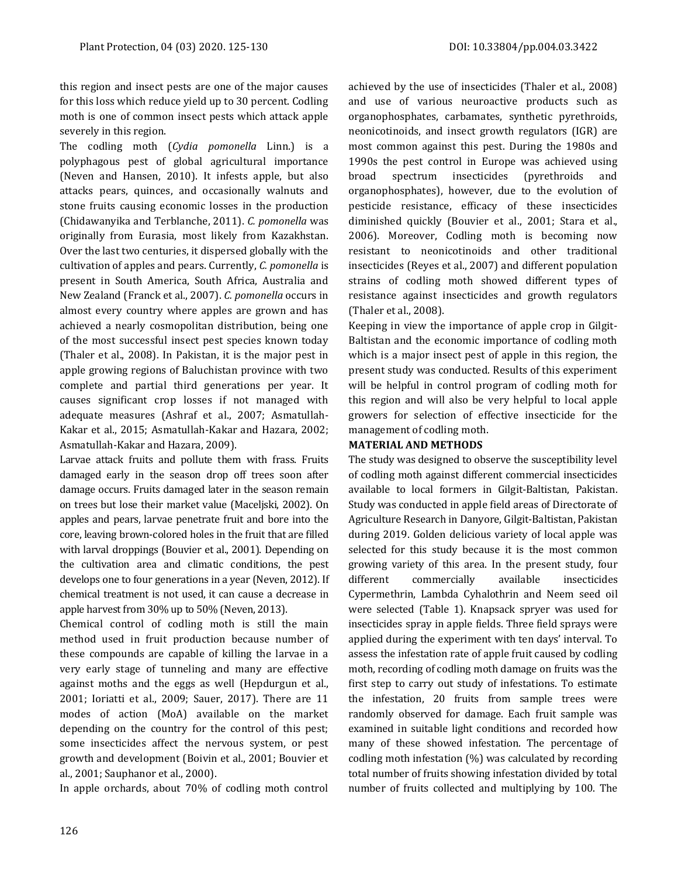this region and insect pests are one of the major causes for this loss which reduce yield up to 30 percent. Codling moth is one of common insect pests which attack apple severely in this region.

The codling moth (*Cydia pomonella* Linn.) is a polyphagous pest of global agricultural importance (Neven and Hansen, 2010). It infests apple, but also attacks pears, quinces, and occasionally walnuts and stone fruits causing economic losses in the production (Chidawanyika and Terblanche, 2011). *C. pomonella* was originally from Eurasia, most likely from Kazakhstan. Over the last two centuries, it dispersed globally with the cultivation of apples and pears. Currently, *C. pomonella* is present in South America, South Africa, Australia and New Zealand (Franck et al., 2007). *C. pomonella* occurs in almost every country where apples are grown and has achieved a nearly cosmopolitan distribution, being one of the most successful insect pest species known today (Thaler et al., 2008). In Pakistan, it is the major pest in apple growing regions of Baluchistan province with two complete and partial third generations per year. It causes significant crop losses if not managed with adequate measures (Ashraf et al., 2007; Asmatullah-Kakar et al., 2015; Asmatullah-Kakar and Hazara, 2002; Asmatullah-Kakar and Hazara, 2009).

Larvae attack fruits and pollute them with frass. Fruits damaged early in the season drop off trees soon after damage occurs. Fruits damaged later in the season remain on trees but lose their market value (Maceljski, 2002). On apples and pears, larvae penetrate fruit and bore into the core, leaving brown-colored holes in the fruit that are filled with larval droppings (Bouvier et al., 2001). Depending on the cultivation area and climatic conditions, the pest develops one to four generations in a year (Neven, 2012). If chemical treatment is not used, it can cause a decrease in apple harvest from 30% up to 50% (Neven, 2013).

Chemical control of codling moth is still the main method used in fruit production because number of these compounds are capable of killing the larvae in a very early stage of tunneling and many are effective against moths and the eggs as well (Hepdurgun et al., 2001; Ioriatti et al., 2009; Sauer, 2017). There are 11 modes of action (MoA) available on the market depending on the country for the control of this pest; some insecticides affect the nervous system, or pest growth and development (Boivin et al., 2001; Bouvier et al., 2001; Sauphanor et al., 2000).

In apple orchards, about 70% of codling moth control achieved by the use of insecticides (Thaler et al., 2008) and use of various neuroactive products such as organophosphates, carbamates, synthetic pyrethroids, neonicotinoids, and insect growth regulators (IGR) are most common against this pest. During the 1980s and 1990s the pest control in Europe was achieved using broad spectrum insecticides (pyrethroids and organophosphates), however, due to the evolution of pesticide resistance, efficacy of these insecticides diminished quickly (Bouvier et al., 2001; Stara et al., 2006). Moreover, Codling moth is becoming now resistant to neonicotinoids and other traditional insecticides (Reyes et al., 2007) and different population strains of codling moth showed different types of resistance against insecticides and growth regulators (Thaler et al., 2008).

Keeping in view the importance of apple crop in Gilgit-Baltistan and the economic importance of codling moth which is a major insect pest of apple in this region, the present study was conducted. Results of this experiment will be helpful in control program of codling moth for this region and will also be very helpful to local apple growers for selection of effective insecticide for the management of codling moth.

## MATERIAL AND METHODS

The study was designed to observe the susceptibility level of codling moth against different commercial insecticides available to local formers in Gilgit-Baltistan, Pakistan. Study was conducted in apple field areas of Directorate of Agriculture Research in Danyore, Gilgit-Baltistan, Pakistan during 2019. Golden delicious variety of local apple was selected for this study because it is the most common growing variety of this area. In the present study, four different commercially available insecticides Cypermethrin, Lambda Cyhalothrin and Neem seed oil were selected (Table 1). Knapsack spryer was used for insecticides spray in apple fields. Three field sprays were applied during the experiment with ten days' interval. To assess the infestation rate of apple fruit caused by codling moth, recording of codling moth damage on fruits was the first step to carry out study of infestations. To estimate the infestation, 20 fruits from sample trees were randomly observed for damage. Each fruit sample was examined in suitable light conditions and recorded how many of these showed infestation. The percentage of codling moth infestation (%) was calculated by recording total number of fruits showing infestation divided by total number of fruits collected and multiplying by 100. The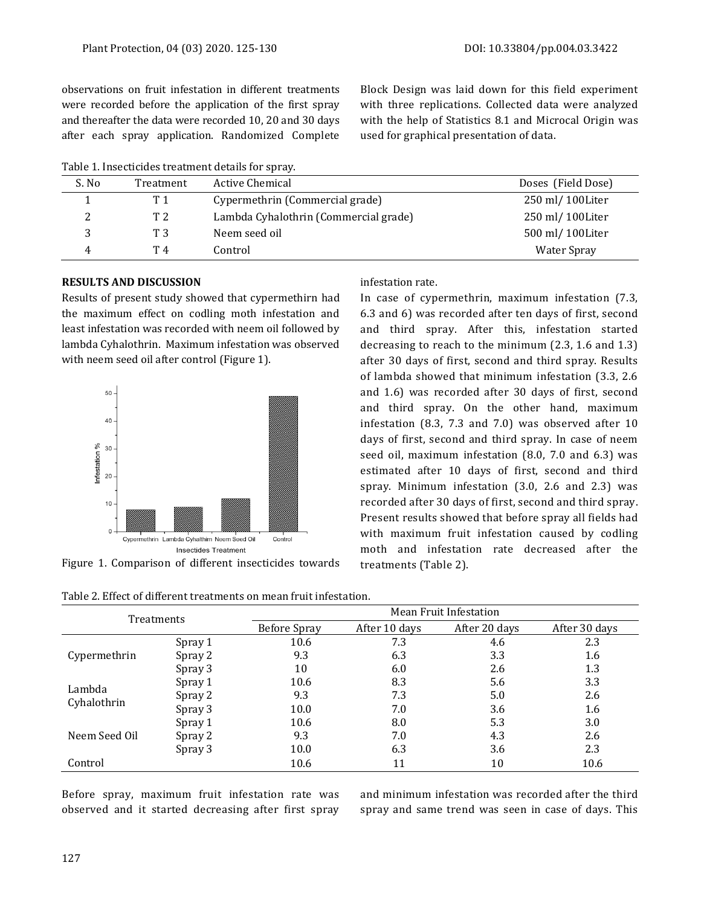observations on fruit infestation in different treatments were recorded before the application of the first spray and thereafter the data were recorded 10, 20 and 30 days after each spray application. Randomized Complete Block Design was laid down for this field experiment with three replications. Collected data were analyzed with the help of Statistics 8.1 and Microcal Origin was used for graphical presentation of data.

Table 1. Insecticides treatment details for spray.

| S. No | Treatment | Active Chemical | Doses (Field Dose) |
|---|---|---|---|
| 1 | T 1 | Cypermethrin (Commercial grade) | 250 ml/ 100Liter |
| 2 | T 2 | Lambda Cyhalothrin (Commercial grade) | 250 ml/ 100Liter |
| 3 | T 3 | Neem seed oil | 500 ml/ 100Liter |
| 4 | T 4 | Control | Water Spray |

## RESULTS AND DISCUSSION

Results of present study showed that cypermethirn had the maximum effect on codling moth infestation and least infestation was recorded with neem oil followed by lambda Cyhalothrin. Maximum infestation was observed with neem seed oil after control (Figure 1).

Figure 1. Comparison of different insecticides towards infestation rate.

In case of cypermethrin, maximum infestation (7.3, 6.3 and 6) was recorded after ten days of first, second and third spray. After this, infestation started decreasing to reach to the minimum (2.3, 1.6 and 1.3) after 30 days of first, second and third spray. Results of lambda showed that minimum infestation (3.3, 2.6 and 1.6) was recorded after 30 days of first, second and third spray. On the other hand, maximum infestation (8.3, 7.3 and 7.0) was observed after 10 days of first, second and third spray. In case of neem seed oil, maximum infestation (8.0, 7.0 and 6.3) was estimated after 10 days of first, second and third spray. Minimum infestation (3.0, 2.6 and 2.3) was recorded after 30 days of first, second and third spray. Present results showed that before spray all fields had with maximum fruit infestation caused by codling moth and infestation rate decreased after the treatments (Table 2).

Table 2. Effect of different treatments on mean fruit infestation.

| Treatments | | Mean Fruit Infestation | | | |
|---|---|---|---|---|---|
| | | Before Spray | After 10 days | After 20 days | After 30 days |
| Cypermethrin | Spray 1 | 10.6 | 7.3 | 4.6 | 2.3 |
| | Spray 2 | 9.3 | 6.3 | 3.3 | 1.6 |
| | Spray 3 | 10 | 6.0 | 2.6 | 1.3 |
| Lambda Cyhalothrin | Spray 1 | 10.6 | 8.3 | 5.6 | 3.3 |
| | Spray 2 | 9.3 | 7.3 | 5.0 | 2.6 |
| | Spray 3 | 10.0 | 7.0 | 3.6 | 1.6 |
| Neem Seed Oil | Spray 1 | 10.6 | 8.0 | 5.3 | 3.0 |
| | Spray 2 | 9.3 | 7.0 | 4.3 | 2.6 |
| | Spray 3 | 10.0 | 6.3 | 3.6 | 2.3 |
| Control | | 10.6 | 11 | 10 | 10.6 |

Before spray, maximum fruit infestation rate was observed and it started decreasing after first spray and minimum infestation was recorded after the third spray and same trend was seen in case of days. This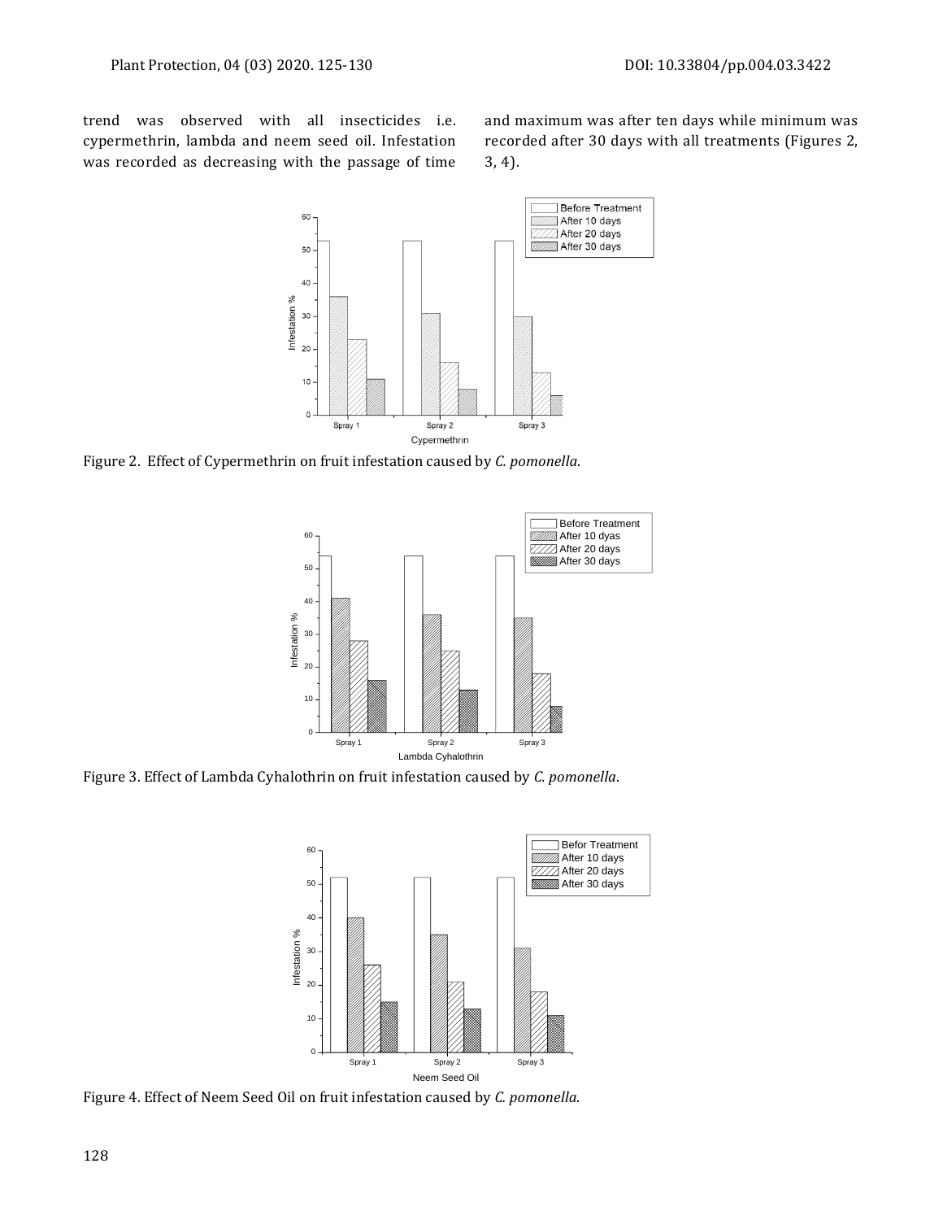trend was observed with all insecticides i.e. cypermethrin, lambda and neem seed oil. Infestation was recorded as decreasing with the passage of time and maximum was after ten days while minimum was recorded after 30 days with all treatments (Figures 2, 3, 4).

Figure 2. Effect of Cypermethrin on fruit infestation caused by *C. pomonella*.

Figure 3. Effect of Lambda Cyhalothrin on fruit infestation caused by *C. pomonella*.

Figure 4. Effect of Neem Seed Oil on fruit infestation caused by *C. pomonella*.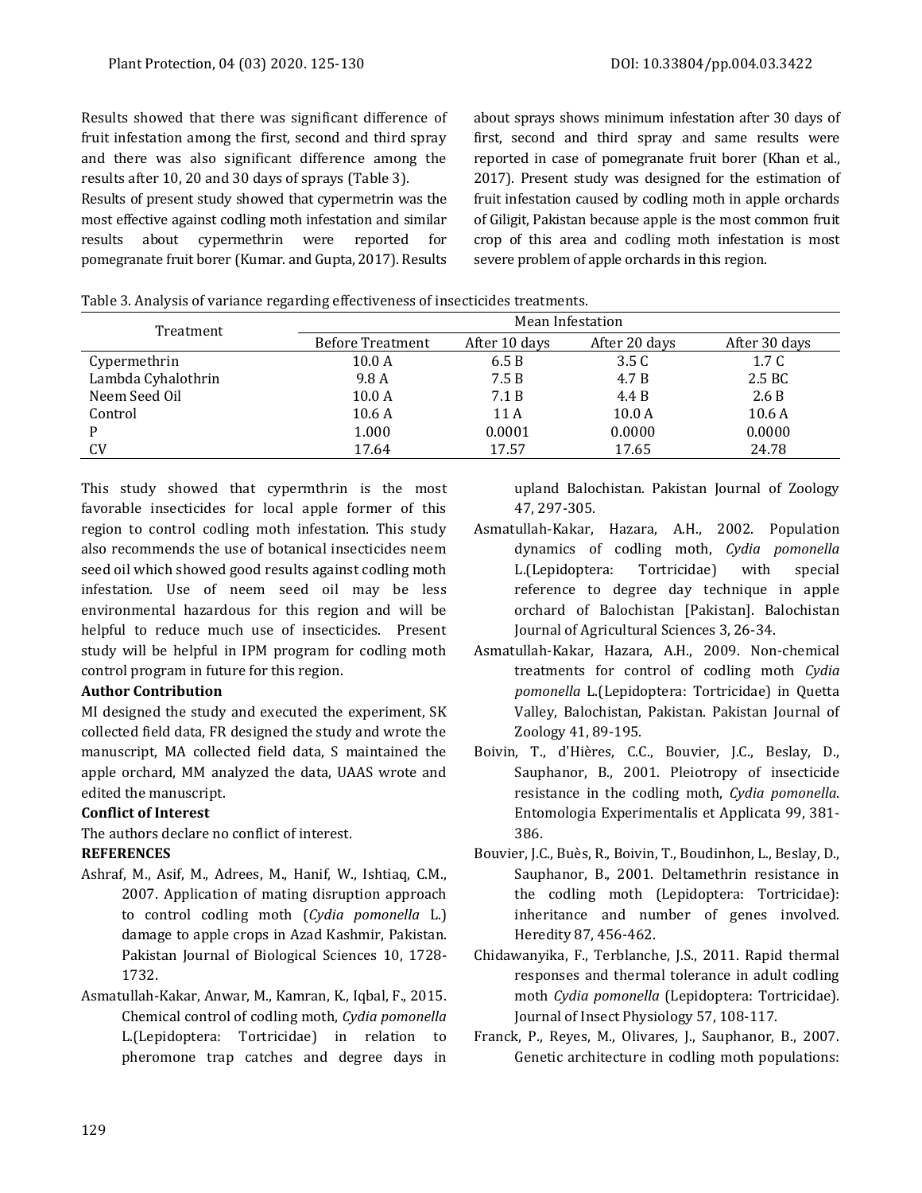Results showed that there was significant difference of fruit infestation among the first, second and third spray and there was also significant difference among the results after 10, 20 and 30 days of sprays (Table 3).

Results of present study showed that cypermetrin was the most effective against codling moth infestation and similar results about cypermethrin were reported for pomegranate fruit borer (Kumar. and Gupta, 2017). Results about sprays shows minimum infestation after 30 days of first, second and third spray and same results were reported in case of pomegranate fruit borer (Khan et al., 2017). Present study was designed for the estimation of fruit infestation caused by codling moth in apple orchards of Giligit, Pakistan because apple is the most common fruit crop of this area and codling moth infestation is most severe problem of apple orchards in this region.

Table 3. Analysis of variance regarding effectiveness of insecticides treatments.

| Treatment | Mean Infestation | | | |
|---|---|---|---|---|
| | Before Treatment | After 10 days | After 20 days | After 30 days |
| Cypermethrin | 10.0 A | 6.5 B | 3.5 C | 1.7 C |
| Lambda Cyhalothrin | 9.8 A | 7.5 B | 4.7 B | 2.5 BC |
| Neem Seed Oil | 10.0 A | 7.1 B | 4.4 B | 2.6 B |
| Control | 10.6 A | 11 A | 10.0 A | 10.6 A |
| P | 1.000 | 0.0001 | 0.0000 | 0.0000 |
| CV | 17.64 | 17.57 | 17.65 | 24.78 |

This study showed that cypermthrin is the most favorable insecticides for local apple former of this region to control codling moth infestation. This study also recommends the use of botanical insecticides neem seed oil which showed good results against codling moth infestation. Use of neem seed oil may be less environmental hazardous for this region and will be helpful to reduce much use of insecticides. Present study will be helpful in IPM program for codling moth control program in future for this region.

**Author Contribution**

MI designed the study and executed the experiment, SK collected field data, FR designed the study and wrote the manuscript, MA collected field data, S maintained the apple orchard, MM analyzed the data, UAAS wrote and edited the manuscript.

**Conflict of Interest**

The authors declare no conflict of interest.

**REFERENCES**

Ashraf, M., Asif, M., Adrees, M., Hanif, W., Ishtiaq, C.M., 2007. Application of mating disruption approach to control codling moth (*Cydia pomonella* L.) damage to apple crops in Azad Kashmir, Pakistan. Pakistan Journal of Biological Sciences 10, 1728-1732.

Asmatullah-Kakar, Anwar, M., Kamran, K., Iqbal, F., 2015. Chemical control of codling moth, *Cydia pomonella* L.(Lepidoptera: Tortricidae) in relation to pheromone trap catches and degree days in upland Balochistan. Pakistan Journal of Zoology 47, 297-305.

Asmatullah-Kakar, Hazara, A.H., 2002. Population dynamics of codling moth, *Cydia pomonella* L.(Lepidoptera: Tortricidae) with special reference to degree day technique in apple orchard of Balochistan [Pakistan]. Balochistan Journal of Agricultural Sciences 3, 26-34.

Asmatullah-Kakar, Hazara, A.H., 2009. Non-chemical treatments for control of codling moth *Cydia pomonella* L.(Lepidoptera: Tortricidae) in Quetta Valley, Balochistan, Pakistan. Pakistan Journal of Zoology 41, 89-195.

Boivin, T., d'Hières, C.C., Bouvier, J.C., Beslay, D., Sauphanor, B., 2001. Pleiotropy of insecticide resistance in the codling moth, *Cydia pomonella*. Entomologia Experimentalis et Applicata 99, 381-386.

Bouvier, J.C., Buès, R., Boivin, T., Boudinhon, L., Beslay, D., Sauphanor, B., 2001. Deltamethrin resistance in the codling moth (Lepidoptera: Tortricidae): inheritance and number of genes involved. Heredity 87, 456-462.

Chidawanyika, F., Terblanche, J.S., 2011. Rapid thermal responses and thermal tolerance in adult codling moth *Cydia pomonella* (Lepidoptera: Tortricidae). Journal of Insect Physiology 57, 108-117.

Franck, P., Reyes, M., Olivares, J., Sauphanor, B., 2007. Genetic architecture in codling moth populations: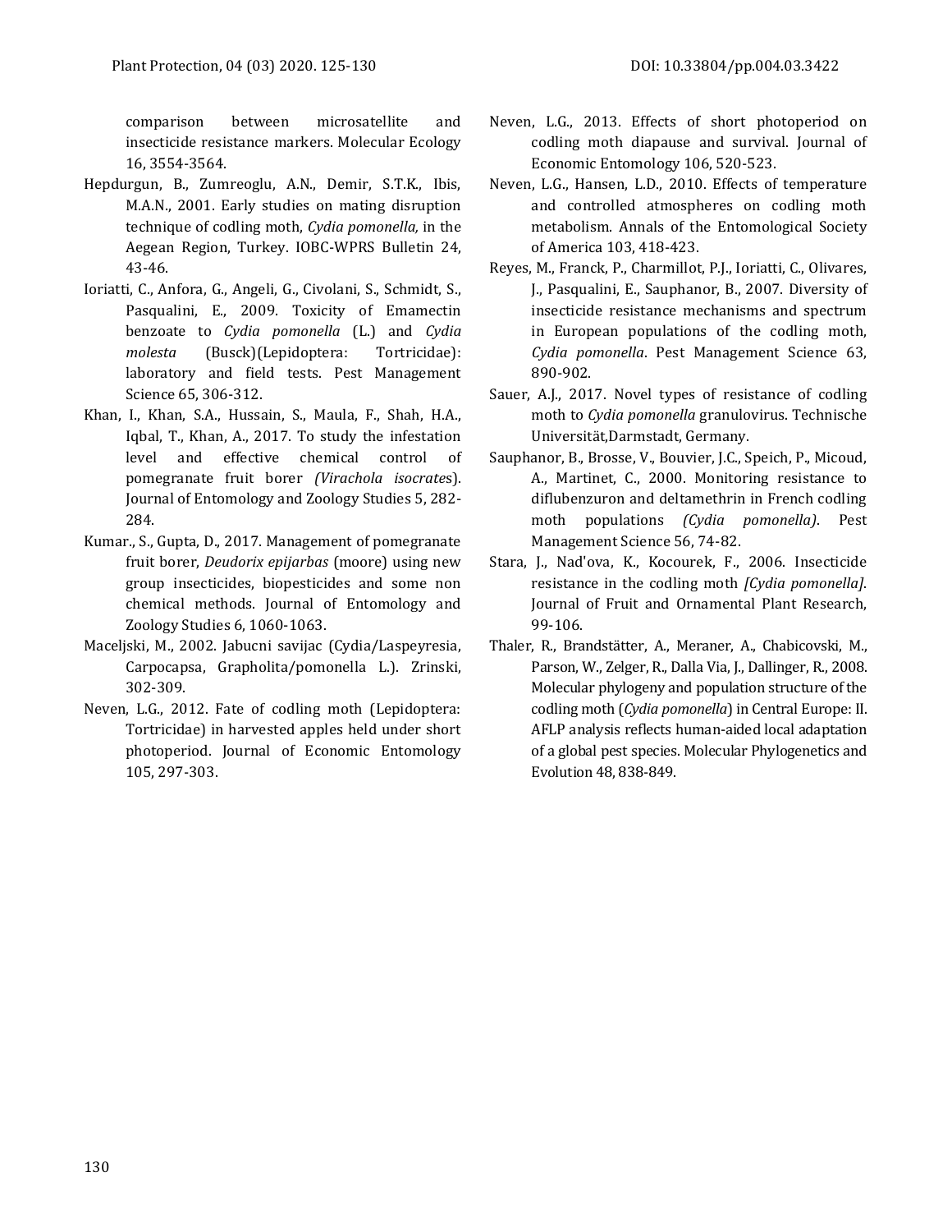comparison between microsatellite and insecticide resistance markers. Molecular Ecology 16, 3554-3564.

Hepdurgun, B., Zumreoglu, A.N., Demir, S.T.K., Ibis, M.A.N., 2001. Early studies on mating disruption technique of codling moth, *Cydia pomonella,* in the Aegean Region, Turkey. IOBC-WPRS Bulletin 24, 43-46.

Ioriatti, C., Anfora, G., Angeli, G., Civolani, S., Schmidt, S., Pasqualini, E., 2009. Toxicity of Emamectin benzoate to *Cydia pomonella* (L.) and *Cydia molesta* (Busck)(Lepidoptera: Tortricidae): laboratory and field tests. Pest Management Science 65, 306-312.

Khan, I., Khan, S.A., Hussain, S., Maula, F., Shah, H.A., Iqbal, T., Khan, A., 2017. To study the infestation level and effective chemical control of pomegranate fruit borer *(Virachola isocrates*). Journal of Entomology and Zoology Studies 5, 282-284.

Kumar., S., Gupta, D., 2017. Management of pomegranate fruit borer, *Deudorix epijarbas* (moore) using new group insecticides, biopesticides and some non chemical methods. Journal of Entomology and Zoology Studies 6, 1060-1063.

Maceljski, M., 2002. Jabucni savijac (Cydia/Laspeyresia, Carpocapsa, Grapholita/pomonella L.). Zrinski, 302-309.

Neven, L.G., 2012. Fate of codling moth (Lepidoptera: Tortricidae) in harvested apples held under short photoperiod. Journal of Economic Entomology 105, 297-303.

Neven, L.G., 2013. Effects of short photoperiod on codling moth diapause and survival. Journal of Economic Entomology 106, 520-523.

Neven, L.G., Hansen, L.D., 2010. Effects of temperature and controlled atmospheres on codling moth metabolism. Annals of the Entomological Society of America 103, 418-423.

Reyes, M., Franck, P., Charmillot, P.J., Ioriatti, C., Olivares, J., Pasqualini, E., Sauphanor, B., 2007. Diversity of insecticide resistance mechanisms and spectrum in European populations of the codling moth, *Cydia pomonella*. Pest Management Science 63, 890-902.

Sauer, A.J., 2017. Novel types of resistance of codling moth to *Cydia pomonella* granulovirus. Technische Universität,Darmstadt, Germany.

Sauphanor, B., Brosse, V., Bouvier, J.C., Speich, P., Micoud, A., Martinet, C., 2000. Monitoring resistance to diflubenzuron and deltamethrin in French codling moth populations *(Cydia pomonella)*. Pest Management Science 56, 74-82.

Stara, J., Nad'ova, K., Kocourek, F., 2006. Insecticide resistance in the codling moth *[Cydia pomonella]*. Journal of Fruit and Ornamental Plant Research, 99-106.

Thaler, R., Brandstätter, A., Meraner, A., Chabicovski, M., Parson, W., Zelger, R., Dalla Via, J., Dallinger, R., 2008. Molecular phylogeny and population structure of the codling moth (*Cydia pomonella*) in Central Europe: II. AFLP analysis reflects human-aided local adaptation of a global pest species. Molecular Phylogenetics and Evolution 48, 838-849.